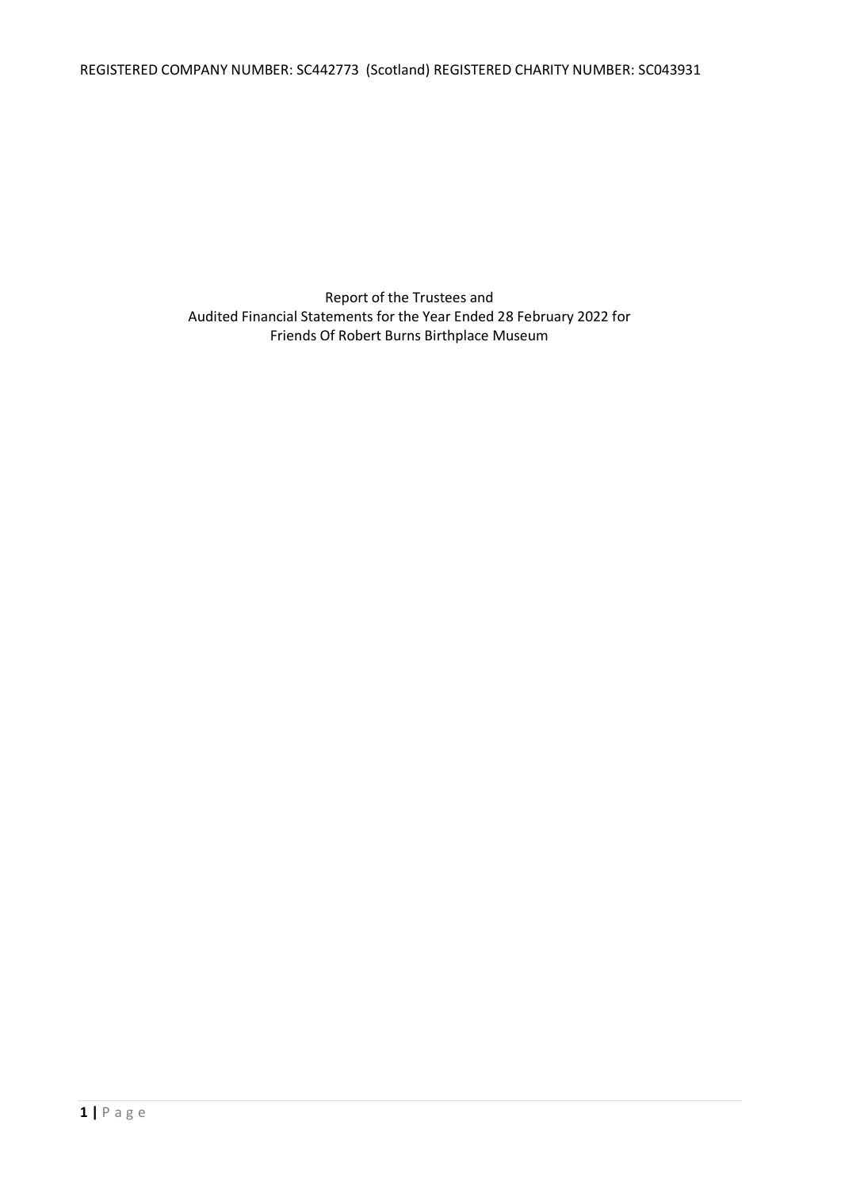REGISTERED COMPANY NUMBER: SC442773 (Scotland) REGISTERED CHARITY NUMBER: SC043931

# Report of the Trustees and Audited Financial Statements for the Year Ended 28 February 2022 for Friends Of Robert Burns Birthplace Museum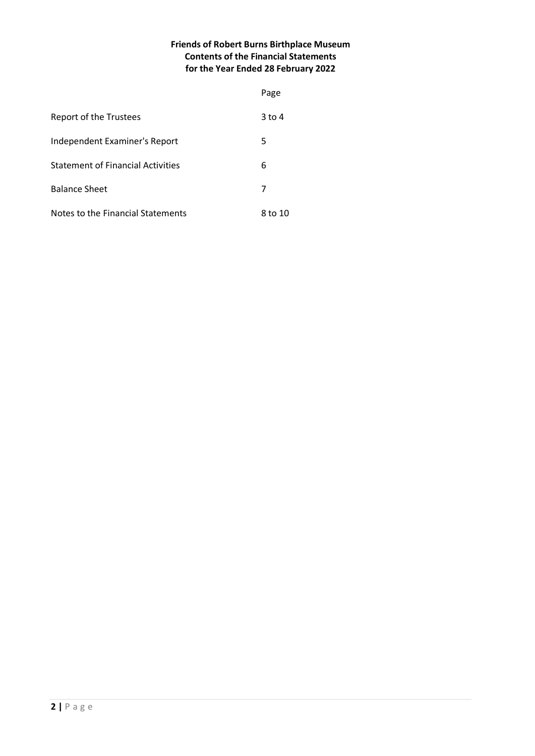**Friends of Robert Burns Birthplace Museum**
**Contents of the Financial Statements**
**for the Year Ended 28 February 2022**

| | Page |
|---|---|
| Report of the Trustees | 3 to 4 |
| Independent Examiner's Report | 5 |
| Statement of Financial Activities | 6 |
| Balance Sheet | 7 |
| Notes to the Financial Statements | 8 to 10 |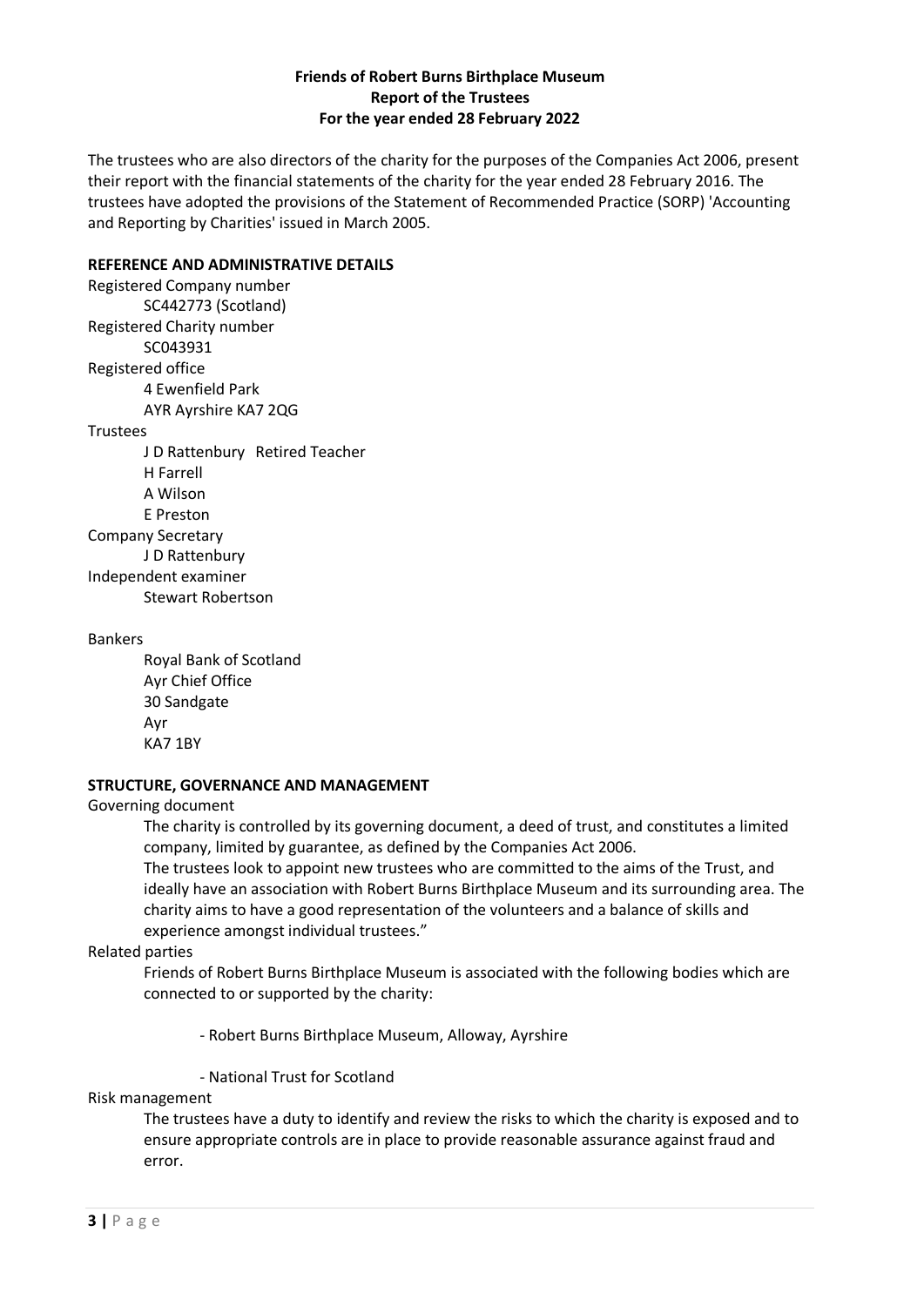**Friends of Robert Burns Birthplace Museum**
**Report of the Trustees**
**For the year ended 28 February 2022**

The trustees who are also directors of the charity for the purposes of the Companies Act 2006, present their report with the financial statements of the charity for the year ended 28 February 2016. The trustees have adopted the provisions of the Statement of Recommended Practice (SORP) 'Accounting and Reporting by Charities' issued in March 2005.

**REFERENCE AND ADMINISTRATIVE DETAILS**

Registered Company number
SC442773 (Scotland)

Registered Charity number
SC043931

Registered office
4 Ewenfield Park
AYR Ayrshire KA7 2QG

Trustees
J D Rattenbury Retired Teacher
H Farrell
A Wilson
E Preston

Company Secretary
J D Rattenbury

Independent examiner
Stewart Robertson

Bankers
Royal Bank of Scotland
Ayr Chief Office
30 Sandgate
Ayr
KA7 1BY

**STRUCTURE, GOVERNANCE AND MANAGEMENT**

Governing document

The charity is controlled by its governing document, a deed of trust, and constitutes a limited company, limited by guarantee, as defined by the Companies Act 2006.
The trustees look to appoint new trustees who are committed to the aims of the Trust, and ideally have an association with Robert Burns Birthplace Museum and its surrounding area. The charity aims to have a good representation of the volunteers and a balance of skills and experience amongst individual trustees."

Related parties

Friends of Robert Burns Birthplace Museum is associated with the following bodies which are connected to or supported by the charity:

- Robert Burns Birthplace Museum, Alloway, Ayrshire
- National Trust for Scotland

Risk management

The trustees have a duty to identify and review the risks to which the charity is exposed and to ensure appropriate controls are in place to provide reasonable assurance against fraud and error.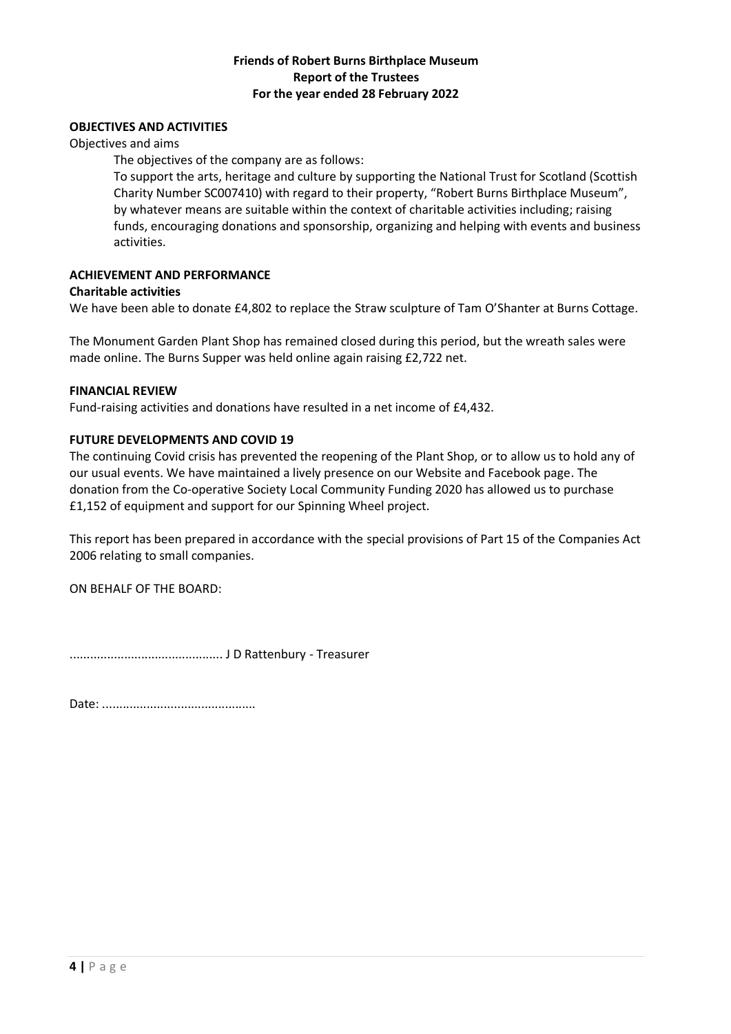**Friends of Robert Burns Birthplace Museum**
**Report of the Trustees**
**For the year ended 28 February 2022**

## OBJECTIVES AND ACTIVITIES

Objectives and aims

The objectives of the company are as follows:

To support the arts, heritage and culture by supporting the National Trust for Scotland (Scottish Charity Number SC007410) with regard to their property, "Robert Burns Birthplace Museum", by whatever means are suitable within the context of charitable activities including; raising funds, encouraging donations and sponsorship, organizing and helping with events and business activities.

## ACHIEVEMENT AND PERFORMANCE

### Charitable activities

We have been able to donate £4,802 to replace the Straw sculpture of Tam O'Shanter at Burns Cottage.

The Monument Garden Plant Shop has remained closed during this period, but the wreath sales were made online. The Burns Supper was held online again raising £2,722 net.

## FINANCIAL REVIEW

Fund-raising activities and donations have resulted in a net income of £4,432.

## FUTURE DEVELOPMENTS AND COVID 19

The continuing Covid crisis has prevented the reopening of the Plant Shop, or to allow us to hold any of our usual events. We have maintained a lively presence on our Website and Facebook page. The donation from the Co-operative Society Local Community Funding 2020 has allowed us to purchase £1,152 of equipment and support for our Spinning Wheel project.

This report has been prepared in accordance with the special provisions of Part 15 of the Companies Act 2006 relating to small companies.

ON BEHALF OF THE BOARD:

............................................ J D Rattenbury - Treasurer

Date: ............................................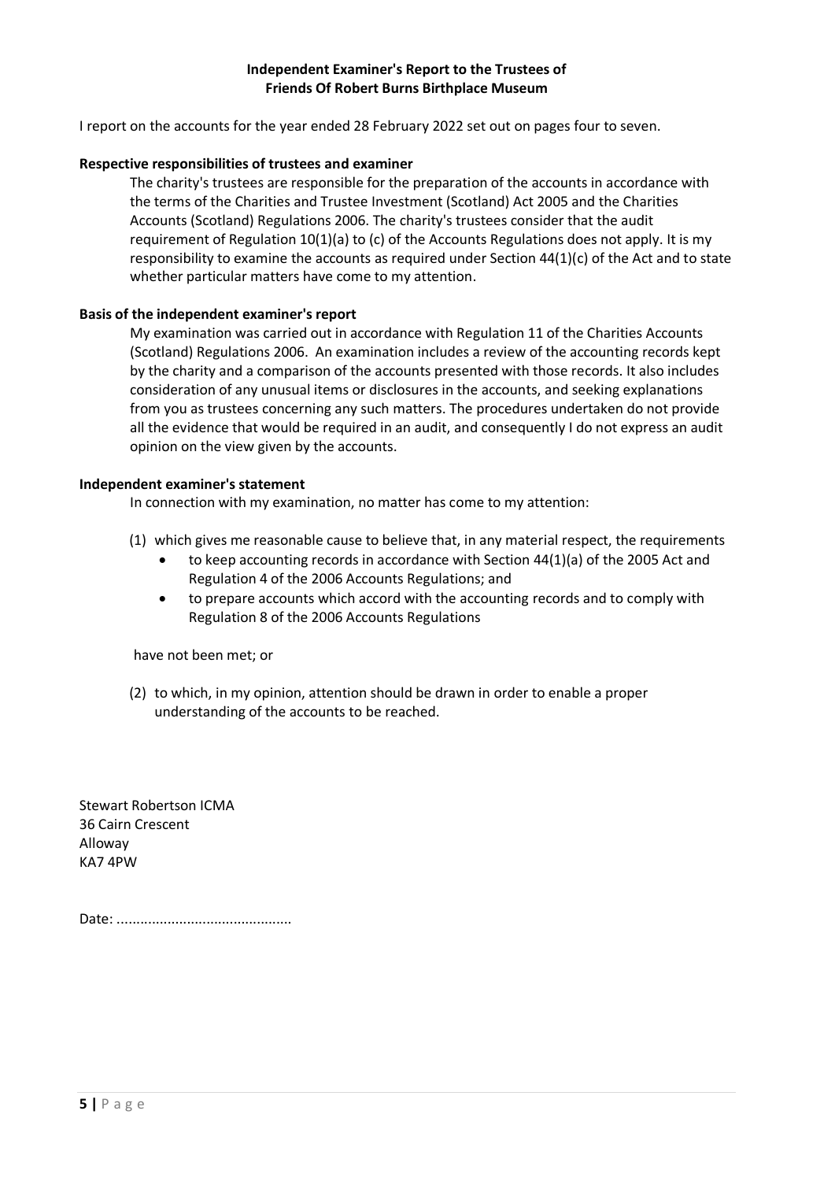**Independent Examiner's Report to the Trustees of**
**Friends Of Robert Burns Birthplace Museum**

I report on the accounts for the year ended 28 February 2022 set out on pages four to seven.

**Respective responsibilities of trustees and examiner**

The charity's trustees are responsible for the preparation of the accounts in accordance with the terms of the Charities and Trustee Investment (Scotland) Act 2005 and the Charities Accounts (Scotland) Regulations 2006. The charity's trustees consider that the audit requirement of Regulation 10(1)(a) to (c) of the Accounts Regulations does not apply. It is my responsibility to examine the accounts as required under Section 44(1)(c) of the Act and to state whether particular matters have come to my attention.

**Basis of the independent examiner's report**

My examination was carried out in accordance with Regulation 11 of the Charities Accounts (Scotland) Regulations 2006. An examination includes a review of the accounting records kept by the charity and a comparison of the accounts presented with those records. It also includes consideration of any unusual items or disclosures in the accounts, and seeking explanations from you as trustees concerning any such matters. The procedures undertaken do not provide all the evidence that would be required in an audit, and consequently I do not express an audit opinion on the view given by the accounts.

**Independent examiner's statement**

In connection with my examination, no matter has come to my attention:

(1) which gives me reasonable cause to believe that, in any material respect, the requirements

- to keep accounting records in accordance with Section 44(1)(a) of the 2005 Act and Regulation 4 of the 2006 Accounts Regulations; and
- to prepare accounts which accord with the accounting records and to comply with Regulation 8 of the 2006 Accounts Regulations

have not been met; or

(2) to which, in my opinion, attention should be drawn in order to enable a proper understanding of the accounts to be reached.

Stewart Robertson ICMA
36 Cairn Crescent
Alloway
KA7 4PW

Date: ............................................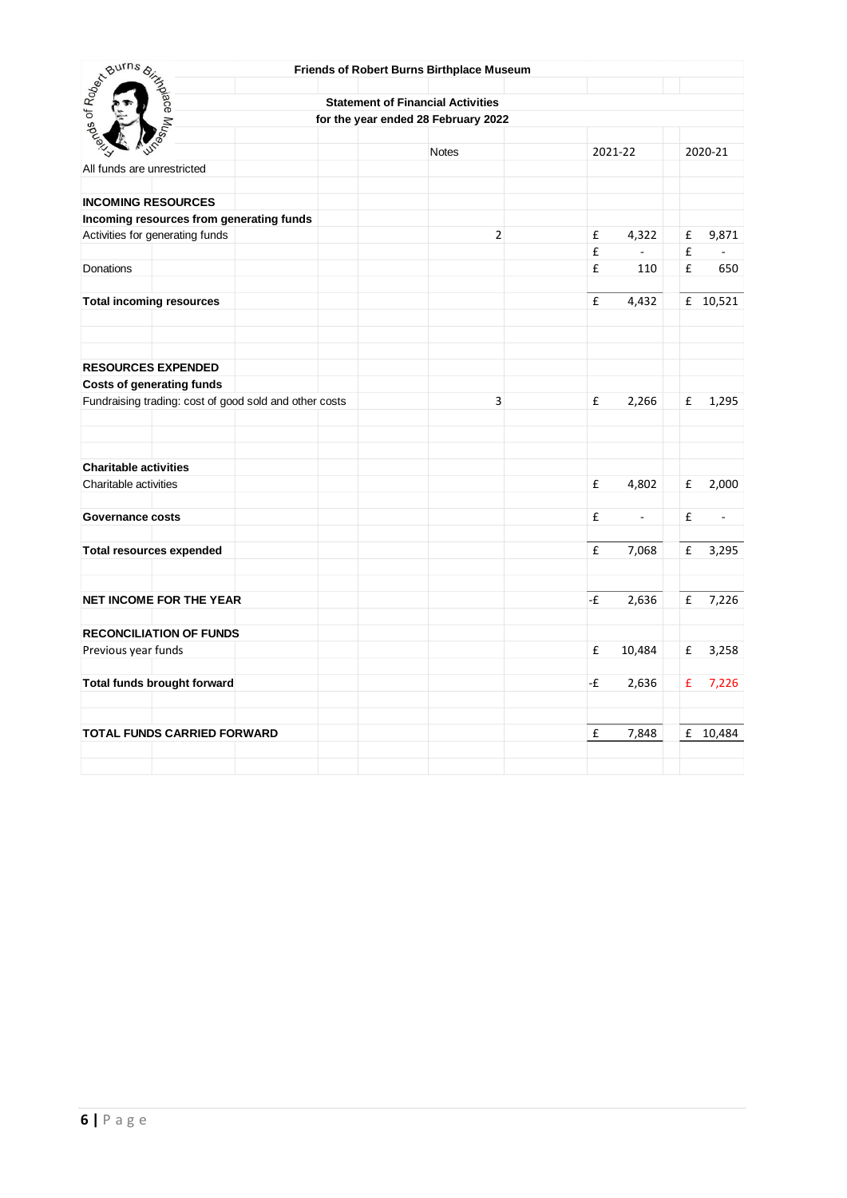**Friends of Robert Burns Birthplace Museum**

**Statement of Financial Activities**

**for the year ended 28 February 2022**

| | Notes | 2021-22 | 2020-21 |
|---|---|---|---|
| All funds are unrestricted | | | |
| **INCOMING RESOURCES** | | | |
| **Incoming resources from generating funds** | | | |
| Activities for generating funds | 2 | £ 4,322 | £ 9,871 |
| | | £ - | £ - |
| Donations | | £ 110 | £ 650 |
| **Total incoming resources** | | £ 4,432 | £ 10,521 |
| **RESOURCES EXPENDED** | | | |
| **Costs of generating funds** | | | |
| Fundraising trading: cost of good sold and other costs | 3 | £ 2,266 | £ 1,295 |
| **Charitable activities** | | | |
| Charitable activities | | £ 4,802 | £ 2,000 |
| **Governance costs** | | £ - | £ - |
| **Total resources expended** | | £ 7,068 | £ 3,295 |
| **NET INCOME FOR THE YEAR** | | -£ 2,636 | £ 7,226 |
| **RECONCILIATION OF FUNDS** | | | |
| Previous year funds | | £ 10,484 | £ 3,258 |
| **Total funds brought forward** | | -£ 2,636 | £ 7,226 |
| **TOTAL FUNDS CARRIED FORWARD** | | £ 7,848 | £ 10,484 |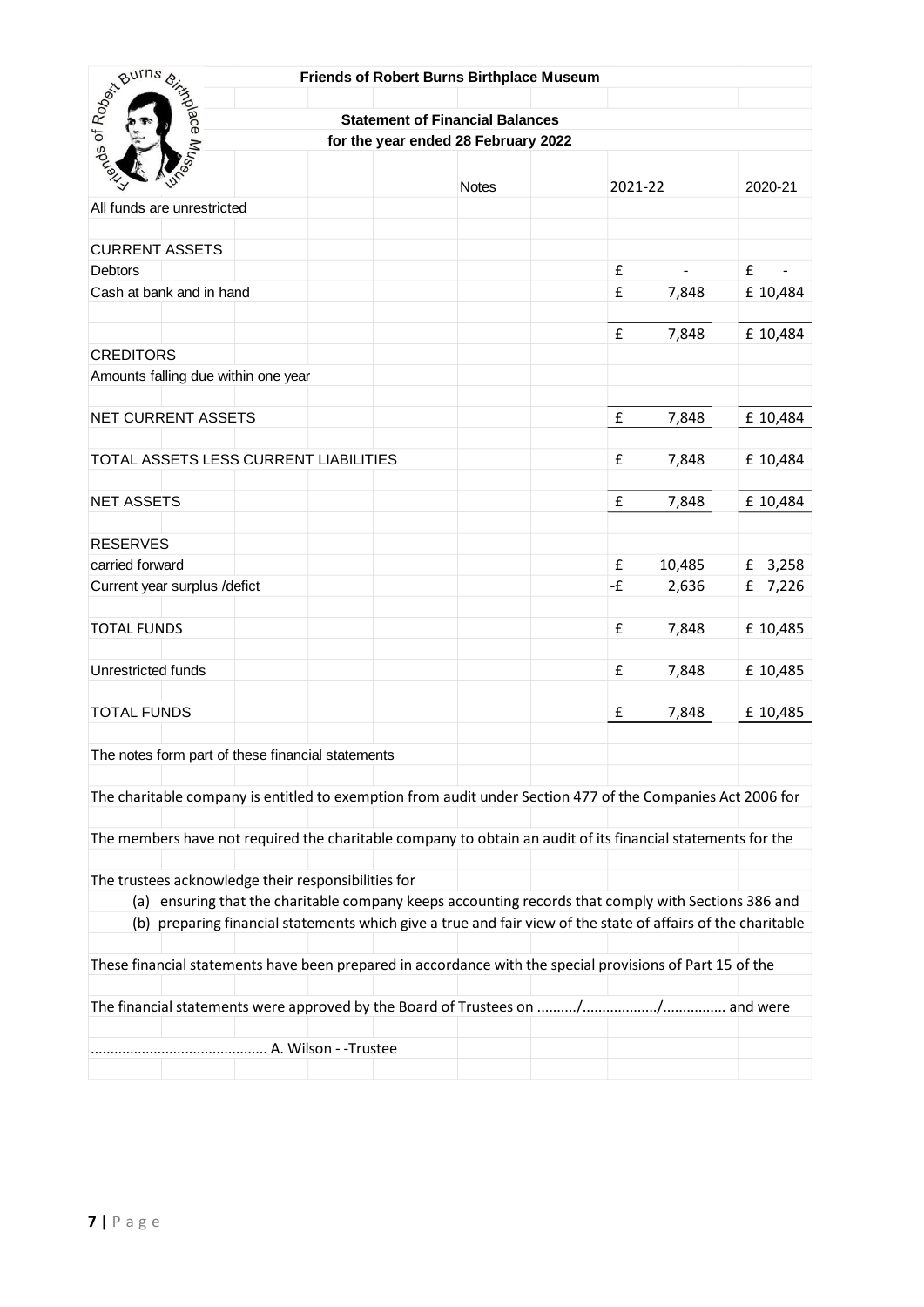# Friends of Robert Burns Birthplace Museum

## Statement of Financial Balances
## for the year ended 28 February 2022

| | Notes | 2021-22 | 2020-21 |
|---|---|---|---|
| All funds are unrestricted | | | |
| CURRENT ASSETS | | | |
| Debtors | | £ - | £ - |
| Cash at bank and in hand | | £ 7,848 | £ 10,484 |
| | | £ 7,848 | £ 10,484 |
| CREDITORS | | | |
| Amounts falling due within one year | | | |
| NET CURRENT ASSETS | | £ 7,848 | £ 10,484 |
| TOTAL ASSETS LESS CURRENT LIABILITIES | | £ 7,848 | £ 10,484 |
| NET ASSETS | | £ 7,848 | £ 10,484 |
| RESERVES | | | |
| carried forward | | £ 10,485 | £ 3,258 |
| Current year surplus /defict | | -£ 2,636 | £ 7,226 |
| TOTAL FUNDS | | £ 7,848 | £ 10,485 |
| Unrestricted funds | | £ 7,848 | £ 10,485 |
| TOTAL FUNDS | | £ 7,848 | £ 10,485 |

The notes form part of these financial statements

The charitable company is entitled to exemption from audit under Section 477 of the Companies Act 2006 for

The members have not required the charitable company to obtain an audit of its financial statements for the

The trustees acknowledge their responsibilities for

(a) ensuring that the charitable company keeps accounting records that comply with Sections 386 and

(b) preparing financial statements which give a true and fair view of the state of affairs of the charitable

These financial statements have been prepared in accordance with the special provisions of Part 15 of the

The financial statements were approved by the Board of Trustees on ........../................../............... and were

............................................ A. Wilson - -Trustee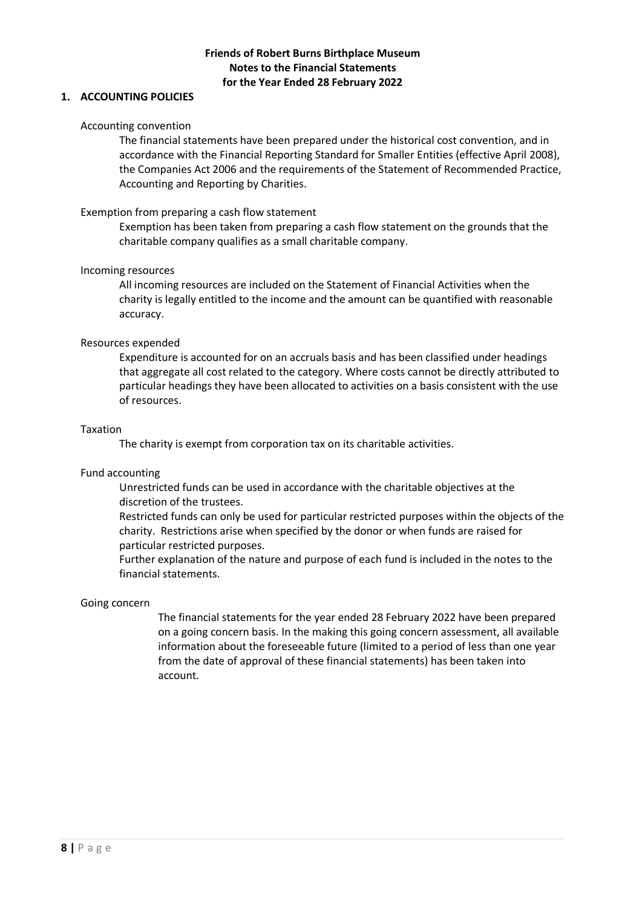**Friends of Robert Burns Birthplace Museum**
**Notes to the Financial Statements**
**for the Year Ended 28 February 2022**

## 1. ACCOUNTING POLICIES

### Accounting convention

The financial statements have been prepared under the historical cost convention, and in accordance with the Financial Reporting Standard for Smaller Entities (effective April 2008), the Companies Act 2006 and the requirements of the Statement of Recommended Practice, Accounting and Reporting by Charities.

### Exemption from preparing a cash flow statement

Exemption has been taken from preparing a cash flow statement on the grounds that the charitable company qualifies as a small charitable company.

### Incoming resources

All incoming resources are included on the Statement of Financial Activities when the charity is legally entitled to the income and the amount can be quantified with reasonable accuracy.

### Resources expended

Expenditure is accounted for on an accruals basis and has been classified under headings that aggregate all cost related to the category. Where costs cannot be directly attributed to particular headings they have been allocated to activities on a basis consistent with the use of resources.

### Taxation

The charity is exempt from corporation tax on its charitable activities.

### Fund accounting

Unrestricted funds can be used in accordance with the charitable objectives at the discretion of the trustees.

Restricted funds can only be used for particular restricted purposes within the objects of the charity. Restrictions arise when specified by the donor or when funds are raised for particular restricted purposes.

Further explanation of the nature and purpose of each fund is included in the notes to the financial statements.

### Going concern

The financial statements for the year ended 28 February 2022 have been prepared on a going concern basis. In the making this going concern assessment, all available information about the foreseeable future (limited to a period of less than one year from the date of approval of these financial statements) has been taken into account.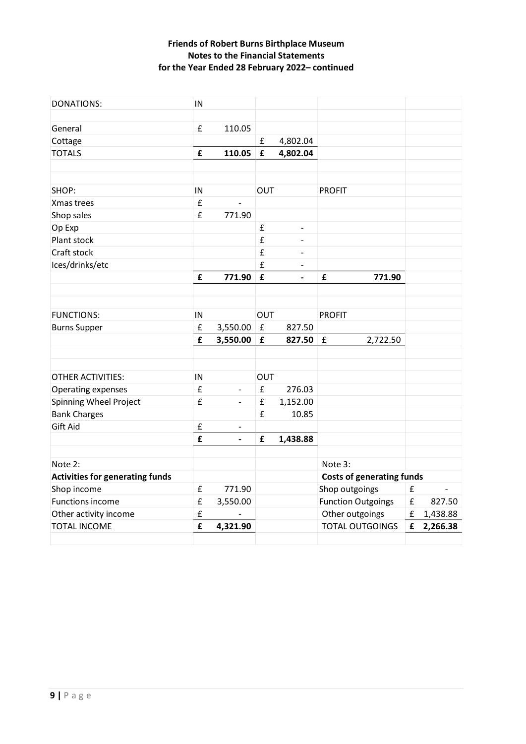**Friends of Robert Burns Birthplace Museum**
**Notes to the Financial Statements**
**for the Year Ended 28 February 2022– continued**

| | | | | |
|---|---|---|---|---|
| DONATIONS: | IN | | | |
| | | | | |
| General | £ 110.05 | | | |
| Cottage | | £ 4,802.04 | | |
| TOTALS | **£ 110.05** | **£ 4,802.04** | | |
| | | | | |
| | | | | |
| SHOP: | IN | OUT | PROFIT | |
| Xmas trees | £ - | | | |
| Shop sales | £ 771.90 | | | |
| Op Exp | | £ - | | |
| Plant stock | | £ - | | |
| Craft stock | | £ - | | |
| Ices/drinks/etc | | £ - | | |
| | **£ 771.90** | **£ -** | **£ 771.90** | |
| | | | | |
| | | | | |
| FUNCTIONS: | IN | OUT | PROFIT | |
| Burns Supper | £ 3,550.00 | £ 827.50 | | |
| | **£ 3,550.00** | **£ 827.50** | £ 2,722.50 | |
| | | | | |
| | | | | |
| OTHER ACTIVITIES: | IN | OUT | | |
| Operating expenses | £ - | £ 276.03 | | |
| Spinning Wheel Project | £ - | £ 1,152.00 | | |
| Bank Charges | | £ 10.85 | | |
| Gift Aid | £ - | | | |
| | **£ -** | **£ 1,438.88** | | |
| | | | | |
| Note 2: | | | Note 3: | |
| **Activities for generating funds** | | | **Costs of generating funds** | |
| Shop income | £ 771.90 | | Shop outgoings | £ - |
| Functions income | £ 3,550.00 | | Function Outgoings | £ 827.50 |
| Other activity income | £ - | | Other outgoings | £ 1,438.88 |
| TOTAL INCOME | **£ 4,321.90** | | TOTAL OUTGOINGS | **£ 2,266.38** |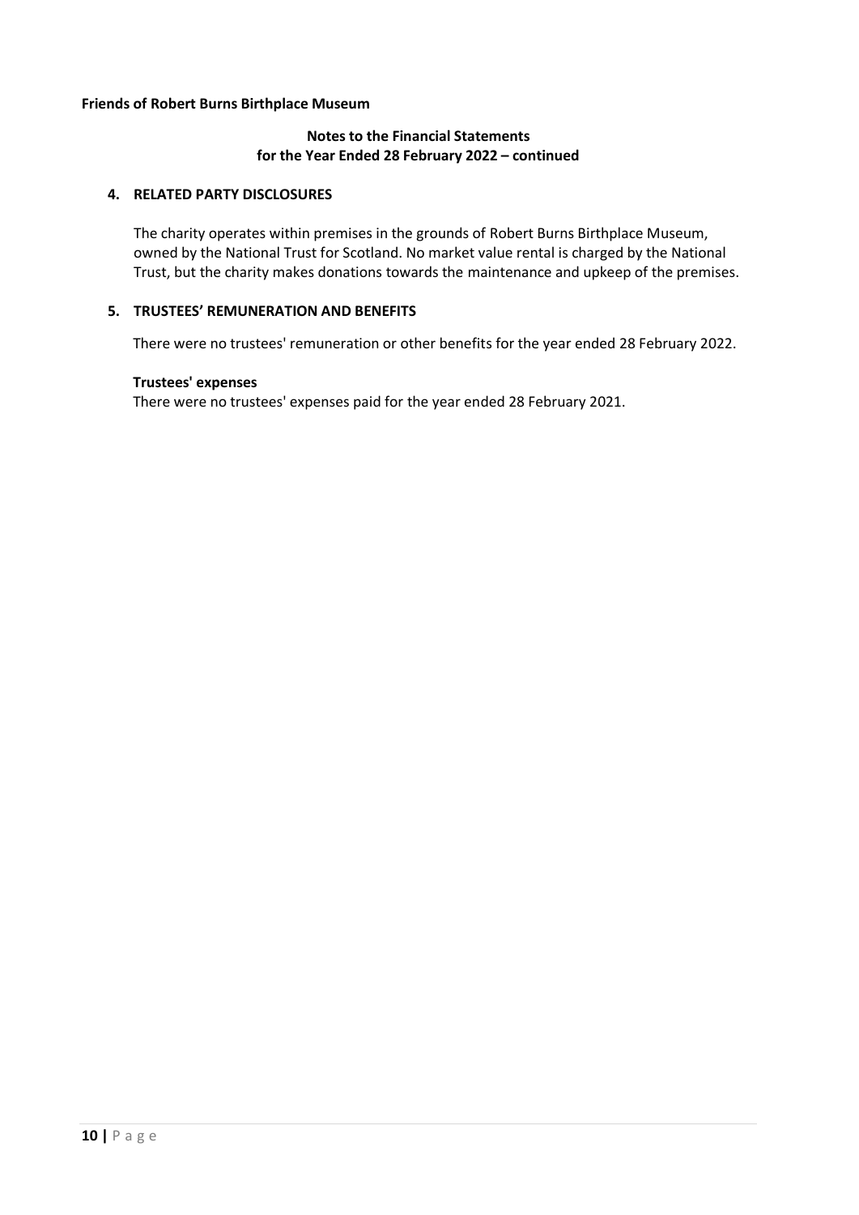**Friends of Robert Burns Birthplace Museum**

**Notes to the Financial Statements**
**for the Year Ended 28 February 2022 – continued**

## 4. RELATED PARTY DISCLOSURES

The charity operates within premises in the grounds of Robert Burns Birthplace Museum, owned by the National Trust for Scotland. No market value rental is charged by the National Trust, but the charity makes donations towards the maintenance and upkeep of the premises.

## 5. TRUSTEES' REMUNERATION AND BENEFITS

There were no trustees' remuneration or other benefits for the year ended 28 February 2022.

**Trustees' expenses**

There were no trustees' expenses paid for the year ended 28 February 2021.